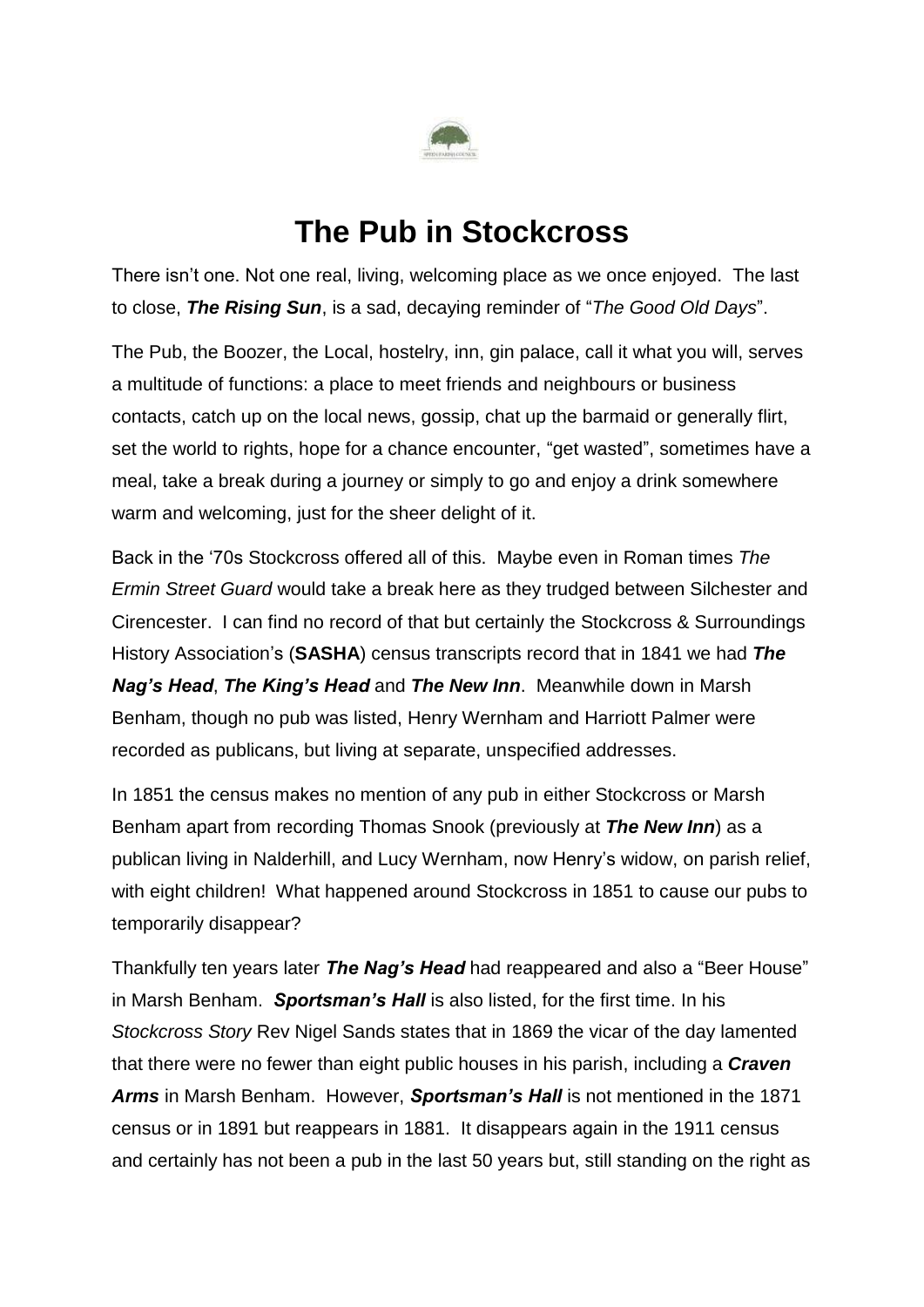# The Pub in Stockcross

There isn't one. Not one real, living, welcoming place as we once enjoyed. The last to close, ***The Rising Sun***, is a sad, decaying reminder of "*The Good Old Days*".

The Pub, the Boozer, the Local, hostelry, inn, gin palace, call it what you will, serves a multitude of functions: a place to meet friends and neighbours or business contacts, catch up on the local news, gossip, chat up the barmaid or generally flirt, set the world to rights, hope for a chance encounter, "get wasted", sometimes have a meal, take a break during a journey or simply to go and enjoy a drink somewhere warm and welcoming, just for the sheer delight of it.

Back in the '70s Stockcross offered all of this. Maybe even in Roman times *The Ermin Street Guard* would take a break here as they trudged between Silchester and Cirencester. I can find no record of that but certainly the Stockcross & Surroundings History Association's (**SASHA**) census transcripts record that in 1841 we had ***The Nag's Head***, ***The King's Head*** and ***The New Inn***. Meanwhile down in Marsh Benham, though no pub was listed, Henry Wernham and Harriott Palmer were recorded as publicans, but living at separate, unspecified addresses.

In 1851 the census makes no mention of any pub in either Stockcross or Marsh Benham apart from recording Thomas Snook (previously at ***The New Inn***) as a publican living in Nalderhill, and Lucy Wernham, now Henry's widow, on parish relief, with eight children! What happened around Stockcross in 1851 to cause our pubs to temporarily disappear?

Thankfully ten years later ***The Nag's Head*** had reappeared and also a "Beer House" in Marsh Benham. ***Sportsman's Hall*** is also listed, for the first time. In his *Stockcross Story* Rev Nigel Sands states that in 1869 the vicar of the day lamented that there were no fewer than eight public houses in his parish, including a ***Craven Arms*** in Marsh Benham. However, ***Sportsman's Hall*** is not mentioned in the 1871 census or in 1891 but reappears in 1881. It disappears again in the 1911 census and certainly has not been a pub in the last 50 years but, still standing on the right as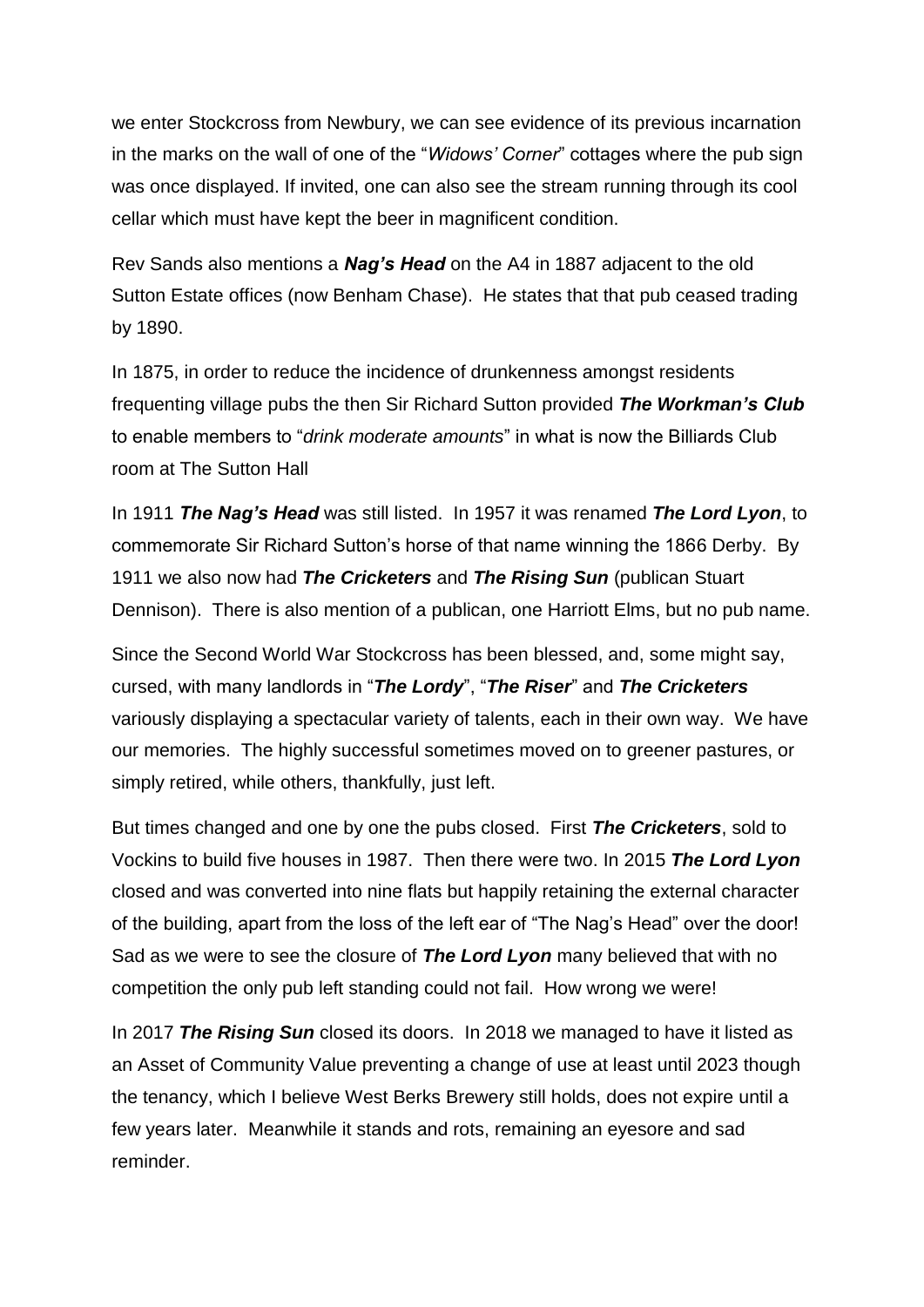we enter Stockcross from Newbury, we can see evidence of its previous incarnation in the marks on the wall of one of the "*Widows' Corner*" cottages where the pub sign was once displayed. If invited, one can also see the stream running through its cool cellar which must have kept the beer in magnificent condition.

Rev Sands also mentions a ***Nag's Head*** on the A4 in 1887 adjacent to the old Sutton Estate offices (now Benham Chase). He states that that pub ceased trading by 1890.

In 1875, in order to reduce the incidence of drunkenness amongst residents frequenting village pubs the then Sir Richard Sutton provided ***The Workman's Club*** to enable members to "*drink moderate amounts*" in what is now the Billiards Club room at The Sutton Hall

In 1911 ***The Nag's Head*** was still listed. In 1957 it was renamed ***The Lord Lyon***, to commemorate Sir Richard Sutton's horse of that name winning the 1866 Derby. By 1911 we also now had ***The Cricketers*** and ***The Rising Sun*** (publican Stuart Dennison). There is also mention of a publican, one Harriott Elms, but no pub name.

Since the Second World War Stockcross has been blessed, and, some might say, cursed, with many landlords in "***The Lordy***", "***The Riser***" and ***The Cricketers*** variously displaying a spectacular variety of talents, each in their own way. We have our memories. The highly successful sometimes moved on to greener pastures, or simply retired, while others, thankfully, just left.

But times changed and one by one the pubs closed. First ***The Cricketers***, sold to Vockins to build five houses in 1987. Then there were two. In 2015 ***The Lord Lyon*** closed and was converted into nine flats but happily retaining the external character of the building, apart from the loss of the left ear of "The Nag's Head" over the door! Sad as we were to see the closure of ***The Lord Lyon*** many believed that with no competition the only pub left standing could not fail. How wrong we were!

In 2017 ***The Rising Sun*** closed its doors. In 2018 we managed to have it listed as an Asset of Community Value preventing a change of use at least until 2023 though the tenancy, which I believe West Berks Brewery still holds, does not expire until a few years later. Meanwhile it stands and rots, remaining an eyesore and sad reminder.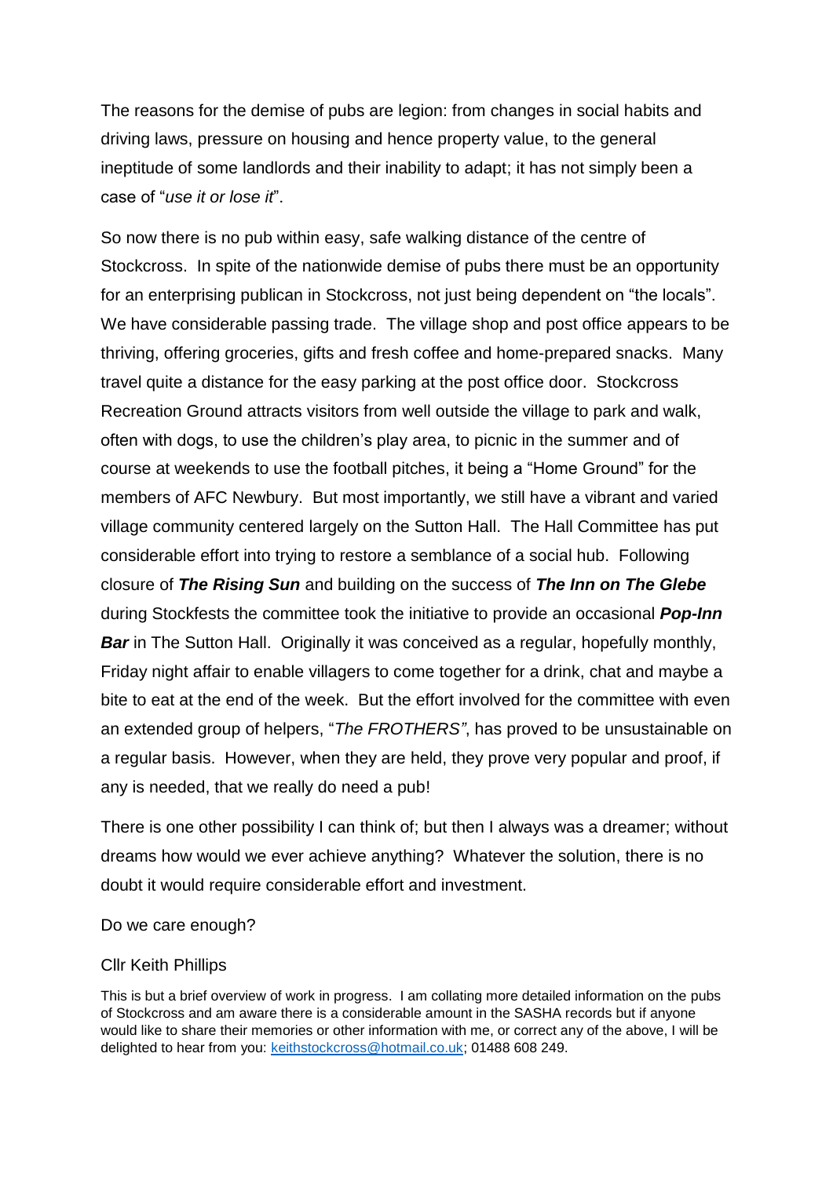The reasons for the demise of pubs are legion: from changes in social habits and driving laws, pressure on housing and hence property value, to the general ineptitude of some landlords and their inability to adapt; it has not simply been a case of "*use it or lose it*".

So now there is no pub within easy, safe walking distance of the centre of Stockcross. In spite of the nationwide demise of pubs there must be an opportunity for an enterprising publican in Stockcross, not just being dependent on "the locals". We have considerable passing trade. The village shop and post office appears to be thriving, offering groceries, gifts and fresh coffee and home-prepared snacks. Many travel quite a distance for the easy parking at the post office door. Stockcross Recreation Ground attracts visitors from well outside the village to park and walk, often with dogs, to use the children's play area, to picnic in the summer and of course at weekends to use the football pitches, it being a "Home Ground" for the members of AFC Newbury. But most importantly, we still have a vibrant and varied village community centered largely on the Sutton Hall. The Hall Committee has put considerable effort into trying to restore a semblance of a social hub. Following closure of ***The Rising Sun*** and building on the success of ***The Inn on The Glebe*** during Stockfests the committee took the initiative to provide an occasional ***Pop-Inn Bar*** in The Sutton Hall. Originally it was conceived as a regular, hopefully monthly, Friday night affair to enable villagers to come together for a drink, chat and maybe a bite to eat at the end of the week. But the effort involved for the committee with even an extended group of helpers, "*The FROTHERS"*, has proved to be unsustainable on a regular basis. However, when they are held, they prove very popular and proof, if any is needed, that we really do need a pub!

There is one other possibility I can think of; but then I always was a dreamer; without dreams how would we ever achieve anything? Whatever the solution, there is no doubt it would require considerable effort and investment.

Do we care enough?

Cllr Keith Phillips

This is but a brief overview of work in progress. I am collating more detailed information on the pubs of Stockcross and am aware there is a considerable amount in the SASHA records but if anyone would like to share their memories or other information with me, or correct any of the above, I will be delighted to hear from you: keithstockcross@hotmail.co.uk; 01488 608 249.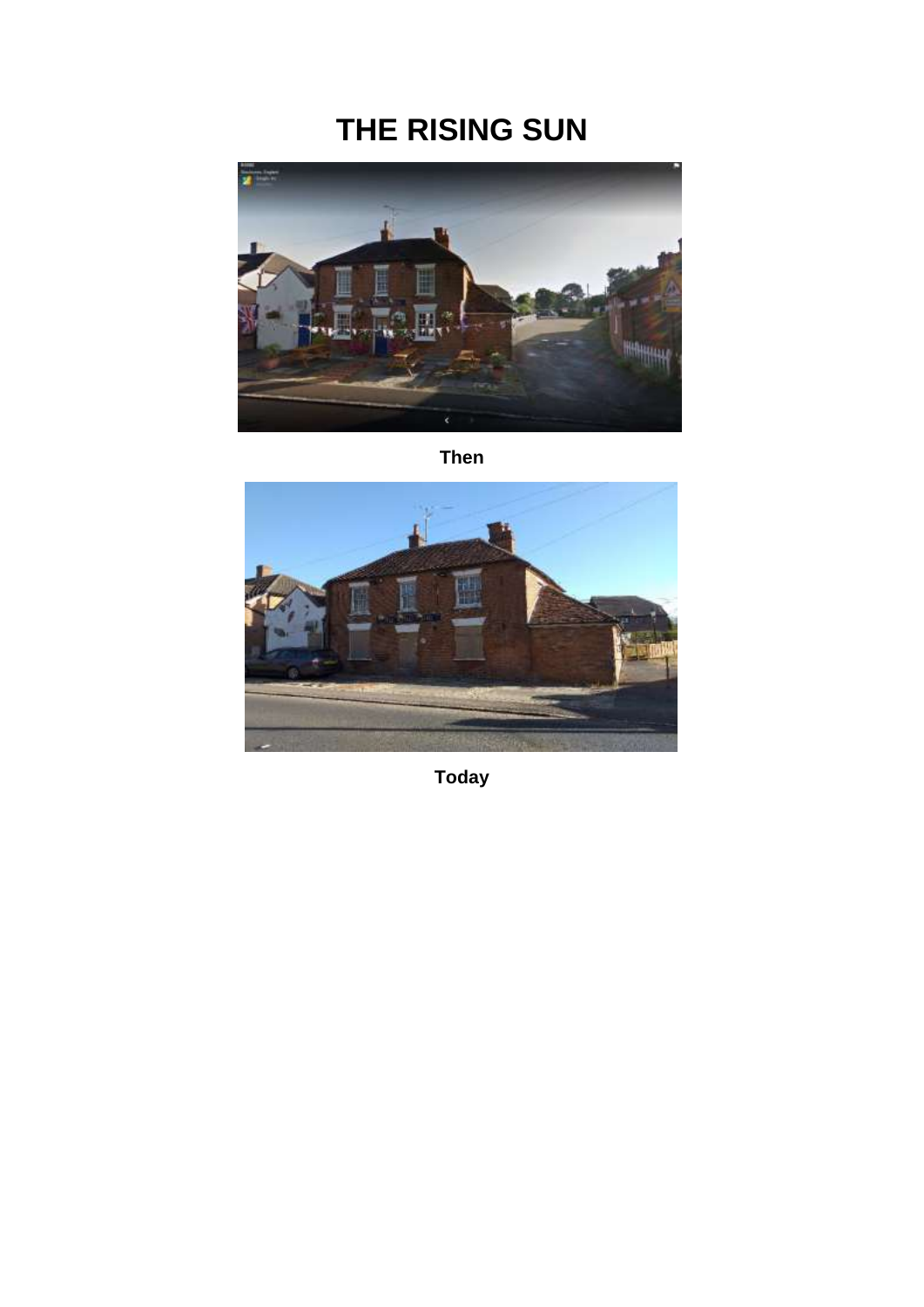# THE RISING SUN

Then

Today